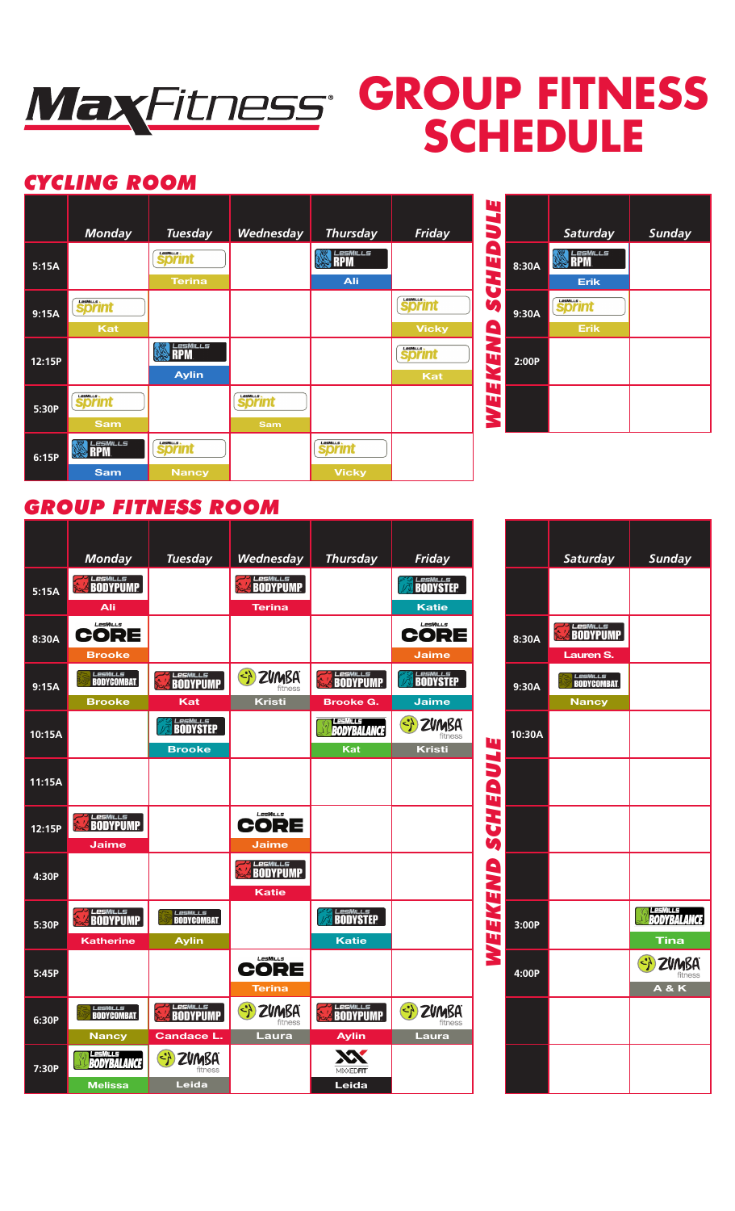# MaxFitness GROUP FITNESS SCHEDULE

## CYCLING ROOM

| | Monday | Tuesday | Wednesday | Thursday | Friday |
|---|---|---|---|---|---|
| 5:15A | | Sprint<br>Terina | | RPM<br>Ali | |
| 9:15A | Sprint<br>Kat | | | | Sprint<br>Vicky |
| 12:15P | | RPM<br>Aylin | | | Sprint<br>Kat |
| 5:30P | Sprint<br>Sam | | Sprint<br>Sam | | |
| 6:15P | RPM<br>Sam | Sprint<br>Nancy | | Sprint<br>Vicky | |

### WEEKEND SCHEDULE

| | Saturday | Sunday |
|---|---|---|
| 8:30A | RPM<br>Erik | |
| 9:30A | Sprint<br>Erik | |
| 2:00P | | |
| | | |

## GROUP FITNESS ROOM

| | Monday | Tuesday | Wednesday | Thursday | Friday |
|---|---|---|---|---|---|
| 5:15A | BODYPUMP<br>Ali | | BODYPUMP<br>Terina | | BODYSTEP<br>Katie |
| 8:30A | CORE<br>Brooke | | | | CORE<br>Jaime |
| 9:15A | BODYCOMBAT<br>Brooke | BODYPUMP<br>Kat | Zumba fitness<br>Kristi | BODYPUMP<br>Brooke G. | BODYSTEP<br>Jaime |
| 10:15A | | BODYSTEP<br>Brooke | | BODYBALANCE<br>Kat | Zumba fitness<br>Kristi |
| 11:15A | | | | | |
| 12:15P | BODYPUMP<br>Jaime | | CORE<br>Jaime | | |
| 4:30P | | | BODYPUMP<br>Katie | | |
| 5:30P | BODYPUMP<br>Katherine | BODYCOMBAT<br>Aylin | | BODYSTEP<br>Katie | |
| 5:45P | | | CORE<br>Terina | | |
| 6:30P | BODYCOMBAT<br>Nancy | BODYPUMP<br>Candace L. | Zumba fitness<br>Laura | BODYPUMP<br>Aylin | Zumba fitness<br>Laura |
| 7:30P | BODYBALANCE<br>Melissa | Zumba fitness<br>Leida | | MIXXEDFIT<br>Leida | |

### WEEKEND SCHEDULE

| | Saturday | Sunday |
|---|---|---|
| | | |
| 8:30A | BODYPUMP<br>Lauren S. | |
| 9:30A | BODYCOMBAT<br>Nancy | |
| 10:30A | | |
| | | |
| | | |
| | | |
| 3:00P | | BODYBALANCE<br>Tina |
| 4:00P | | Zumba fitness<br>A & K |
| | | |
| | | |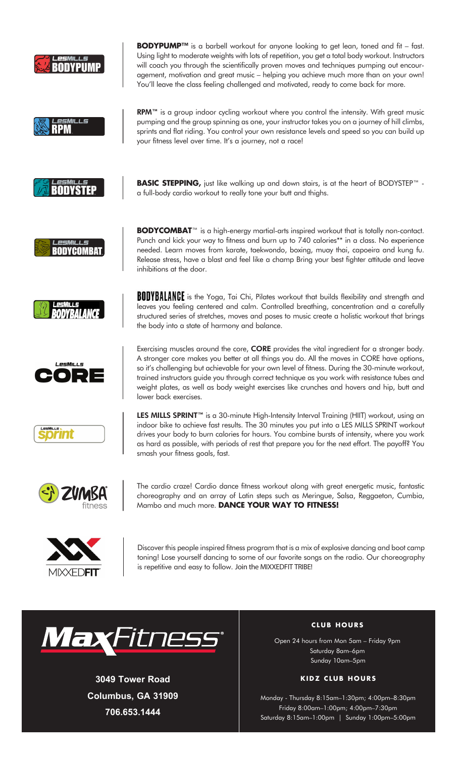**BODYPUMP™** is a barbell workout for anyone looking to get lean, toned and fit – fast. Using light to moderate weights with lots of repetition, you get a total body workout. Instructors will coach you through the scientifically proven moves and techniques pumping out encouragement, motivation and great music – helping you achieve much more than on your own! You'll leave the class feeling challenged and motivated, ready to come back for more.

**RPM™** is a group indoor cycling workout where you control the intensity. With great music pumping and the group spinning as one, your instructor takes you on a journey of hill climbs, sprints and flat riding. You control your own resistance levels and speed so you can build up your fitness level over time. It's a journey, not a race!

**BASIC STEPPING,** just like walking up and down stairs, is at the heart of BODYSTEP™ - a full-body cardio workout to really tone your butt and thighs.

**BODYCOMBAT™** is a high-energy martial-arts inspired workout that is totally non-contact. Punch and kick your way to fitness and burn up to 740 calories** in a class. No experience needed. Learn moves from karate, taekwondo, boxing, muay thai, capoeira and kung fu. Release stress, have a blast and feel like a champ Bring your best fighter attitude and leave inhibitions at the door.

**BODYBALANCE** is the Yoga, Tai Chi, Pilates workout that builds flexibility and strength and leaves you feeling centered and calm. Controlled breathing, concentration and a carefully structured series of stretches, moves and poses to music create a holistic workout that brings the body into a state of harmony and balance.

Exercising muscles around the core, **CORE** provides the vital ingredient for a stronger body. A stronger core makes you better at all things you do. All the moves in CORE have options, so it's challenging but achievable for your own level of fitness. During the 30-minute workout, trained instructors guide you through correct technique as you work with resistance tubes and weight plates, as well as body weight exercises like crunches and hovers and hip, butt and lower back exercises.

**LES MILLS SPRINT™** is a 30-minute High-Intensity Interval Training (HIIT) workout, using an indoor bike to achieve fast results. The 30 minutes you put into a LES MILLS SPRINT workout drives your body to burn calories for hours. You combine bursts of intensity, where you work as hard as possible, with periods of rest that prepare you for the next effort. The payoff? You smash your fitness goals, fast.

The cardio craze! Cardio dance fitness workout along with great energetic music, fantastic choreography and an array of Latin steps such as Meringue, Salsa, Reggaeton, Cumbia, Mambo and much more. **DANCE YOUR WAY TO FITNESS!**

Discover this people inspired fitness program that is a mix of explosive dancing and boot camp toning! Lose yourself dancing to some of our favorite songs on the radio. Our choreography is repetitive and easy to follow. Join the MIXXEDFIT TRIBE!

**MaxFitness®**

**3049 Tower Road**
**Columbus, GA 31909**
**706.653.1444**

**CLUB HOURS**

Open 24 hours from Mon 5am – Friday 9pm
Saturday 8am–6pm
Sunday 10am–5pm

**KIDZ CLUB HOURS**

Monday - Thursday 8:15am–1:30pm; 4:00pm–8:30pm
Friday 8:00am–1:00pm; 4:00pm–7:30pm
Saturday 8:15am–1:00pm | Sunday 1:00pm–5:00pm